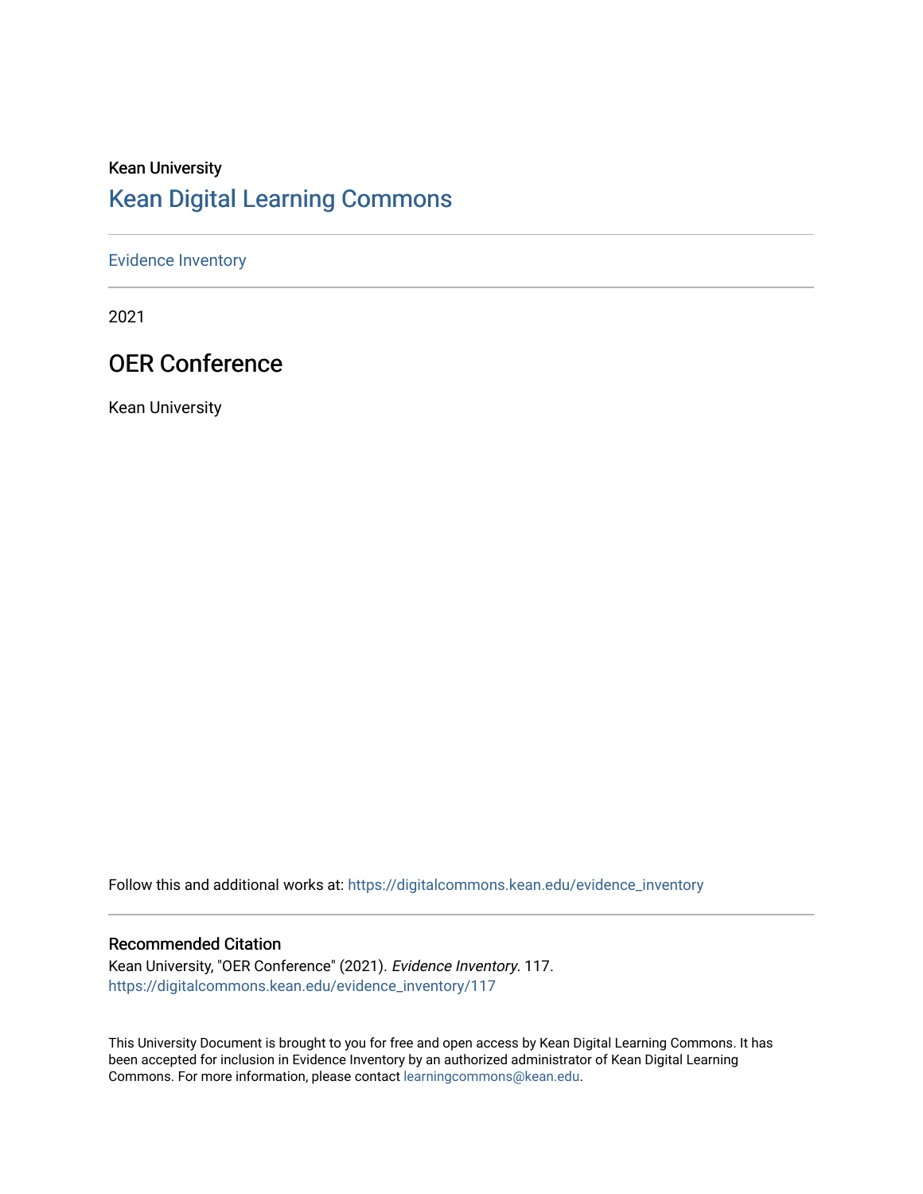Kean University

# Kean Digital Learning Commons

Evidence Inventory

2021

## OER Conference

Kean University

Follow this and additional works at: https://digitalcommons.kean.edu/evidence_inventory

### Recommended Citation

Kean University, "OER Conference" (2021). *Evidence Inventory*. 117.
https://digitalcommons.kean.edu/evidence_inventory/117

This University Document is brought to you for free and open access by Kean Digital Learning Commons. It has been accepted for inclusion in Evidence Inventory by an authorized administrator of Kean Digital Learning Commons. For more information, please contact learningcommons@kean.edu.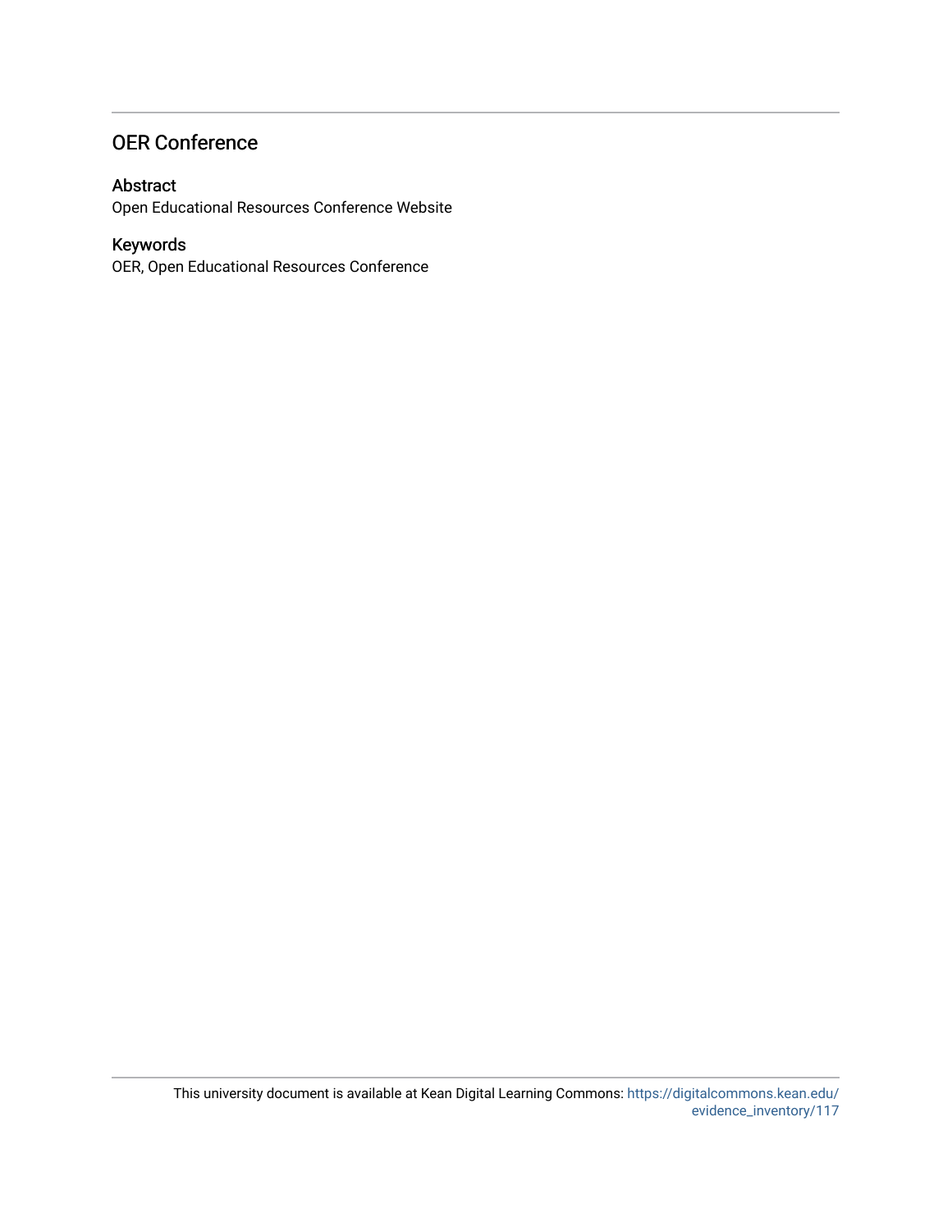## OER Conference

### Abstract

Open Educational Resources Conference Website

### Keywords

OER, Open Educational Resources Conference

This university document is available at Kean Digital Learning Commons: https://digitalcommons.kean.edu/evidence_inventory/117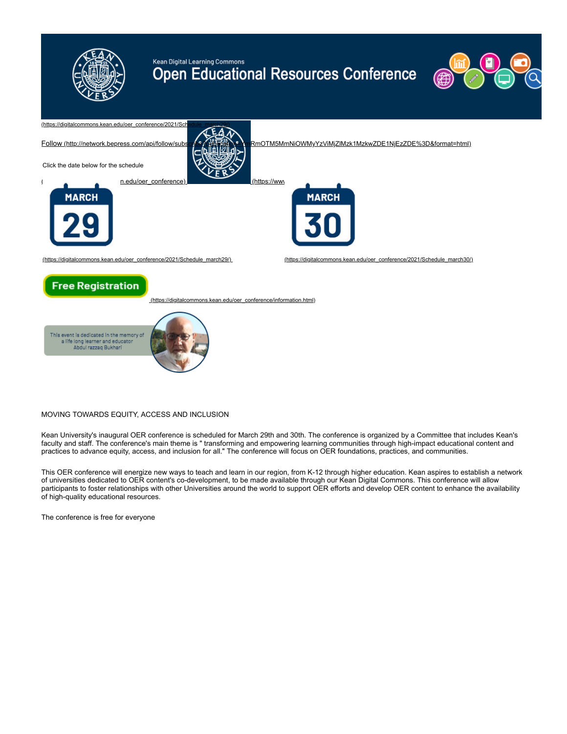Kean Digital Learning Commons

# Open Educational Resources Conference

(https://digitalcommons.kean.edu/oer_conference/2021/Schedule_march29/)

Follow (http://network.bepress.com/api/follow/subscribe?publication=YmRmOTM5MmNiOWMyYzViMjZlMzk1MzkwZDE1NjEzZDE%3D&format=html)

Click the date below for the schedule

n.edu/oer_conference) (https://www

MARCH 29

(https://digitalcommons.kean.edu/oer_conference/2021/Schedule_march29/)

MARCH 30

(https://digitalcommons.kean.edu/oer_conference/2021/Schedule_march30/)

Free Registration

(https://digitalcommons.kean.edu/oer_conference/information.html)

This event is dedicated in the memory of a life long learner and educator Abdul razzaq Bukhari

MOVING TOWARDS EQUITY, ACCESS AND INCLUSION

Kean University's inaugural OER conference is scheduled for March 29th and 30th. The conference is organized by a Committee that includes Kean's faculty and staff. The conference's main theme is " transforming and empowering learning communities through high-impact educational content and practices to advance equity, access, and inclusion for all." The conference will focus on OER foundations, practices, and communities.

This OER conference will energize new ways to teach and learn in our region, from K-12 through higher education. Kean aspires to establish a network of universities dedicated to OER content's co-development, to be made available through our Kean Digital Commons. This conference will allow participants to foster relationships with other Universities around the world to support OER efforts and develop OER content to enhance the availability of high-quality educational resources.

The conference is free for everyone